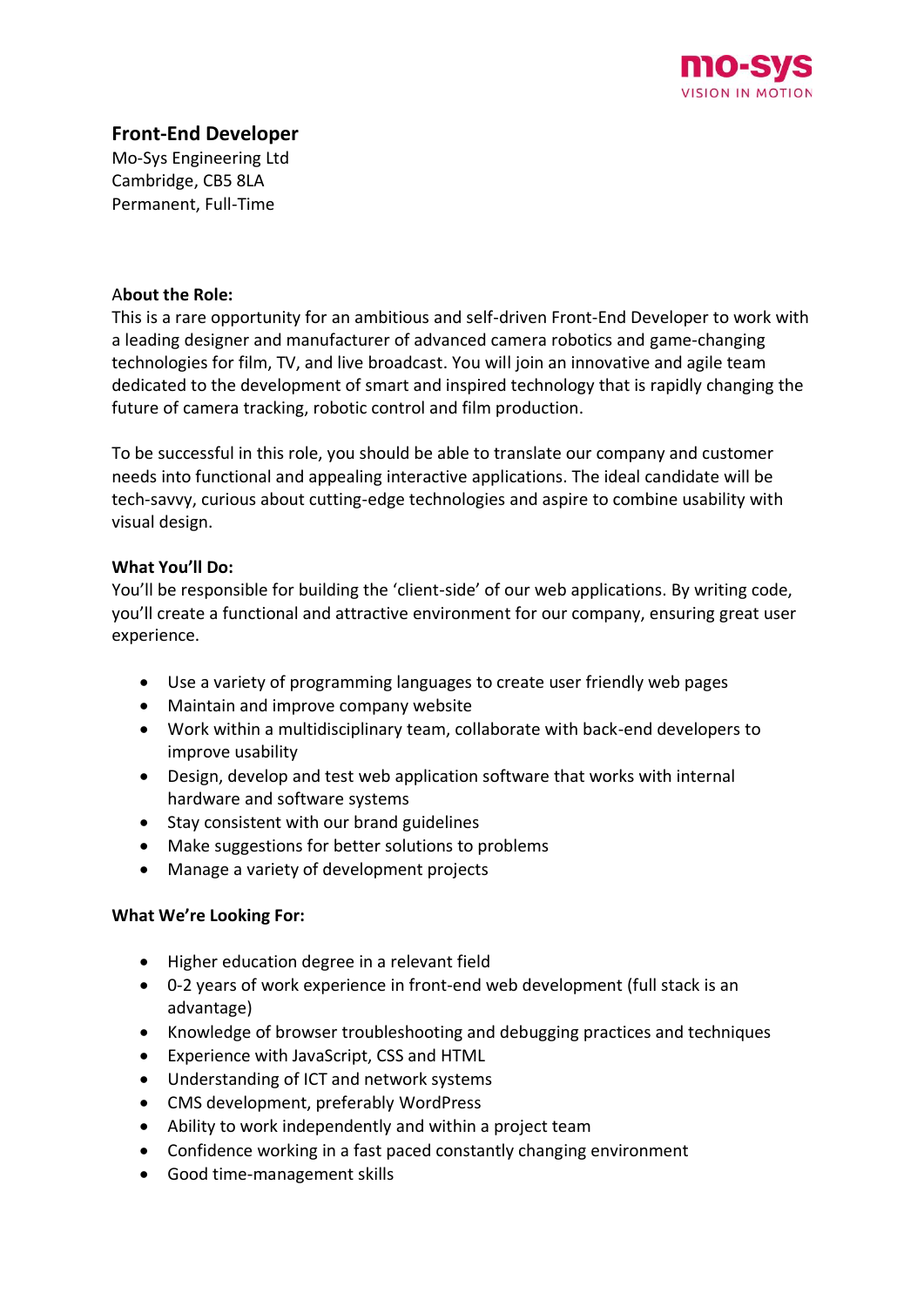mo-sys
VISION IN MOTION

# Front-End Developer

Mo-Sys Engineering Ltd
Cambridge, CB5 8LA
Permanent, Full-Time

**About the Role:**
This is a rare opportunity for an ambitious and self-driven Front-End Developer to work with a leading designer and manufacturer of advanced camera robotics and game-changing technologies for film, TV, and live broadcast. You will join an innovative and agile team dedicated to the development of smart and inspired technology that is rapidly changing the future of camera tracking, robotic control and film production.

To be successful in this role, you should be able to translate our company and customer needs into functional and appealing interactive applications. The ideal candidate will be tech-savvy, curious about cutting-edge technologies and aspire to combine usability with visual design.

**What You'll Do:**
You'll be responsible for building the 'client-side' of our web applications. By writing code, you'll create a functional and attractive environment for our company, ensuring great user experience.

- Use a variety of programming languages to create user friendly web pages
- Maintain and improve company website
- Work within a multidisciplinary team, collaborate with back-end developers to improve usability
- Design, develop and test web application software that works with internal hardware and software systems
- Stay consistent with our brand guidelines
- Make suggestions for better solutions to problems
- Manage a variety of development projects

**What We're Looking For:**

- Higher education degree in a relevant field
- 0-2 years of work experience in front-end web development (full stack is an advantage)
- Knowledge of browser troubleshooting and debugging practices and techniques
- Experience with JavaScript, CSS and HTML
- Understanding of ICT and network systems
- CMS development, preferably WordPress
- Ability to work independently and within a project team
- Confidence working in a fast paced constantly changing environment
- Good time-management skills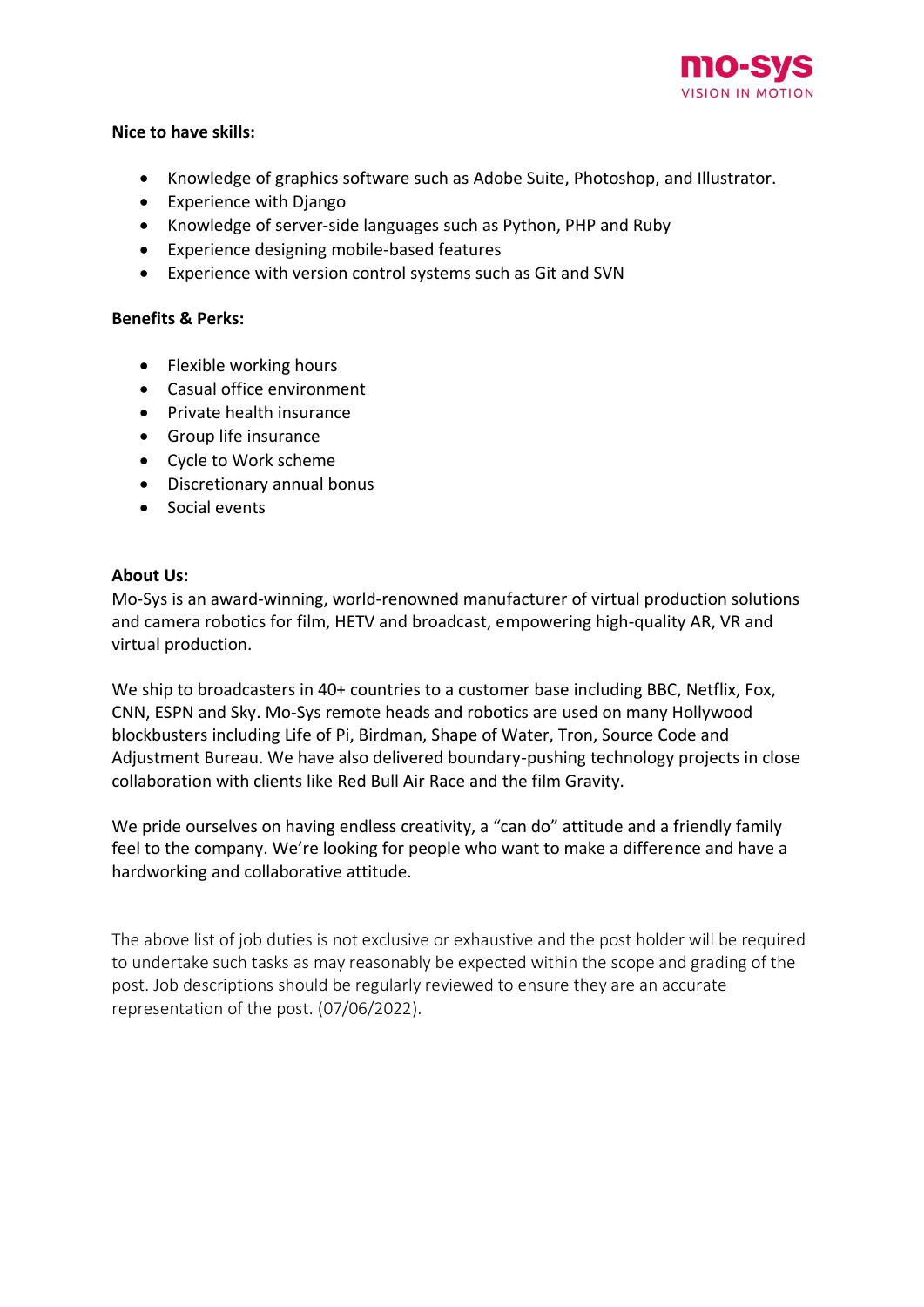**Nice to have skills:**

- Knowledge of graphics software such as Adobe Suite, Photoshop, and Illustrator.
- Experience with Django
- Knowledge of server-side languages such as Python, PHP and Ruby
- Experience designing mobile-based features
- Experience with version control systems such as Git and SVN

**Benefits & Perks:**

- Flexible working hours
- Casual office environment
- Private health insurance
- Group life insurance
- Cycle to Work scheme
- Discretionary annual bonus
- Social events

**About Us:**

Mo-Sys is an award-winning, world-renowned manufacturer of virtual production solutions and camera robotics for film, HETV and broadcast, empowering high-quality AR, VR and virtual production.

We ship to broadcasters in 40+ countries to a customer base including BBC, Netflix, Fox, CNN, ESPN and Sky. Mo-Sys remote heads and robotics are used on many Hollywood blockbusters including Life of Pi, Birdman, Shape of Water, Tron, Source Code and Adjustment Bureau. We have also delivered boundary-pushing technology projects in close collaboration with clients like Red Bull Air Race and the film Gravity.

We pride ourselves on having endless creativity, a "can do" attitude and a friendly family feel to the company. We're looking for people who want to make a difference and have a hardworking and collaborative attitude.

The above list of job duties is not exclusive or exhaustive and the post holder will be required to undertake such tasks as may reasonably be expected within the scope and grading of the post. Job descriptions should be regularly reviewed to ensure they are an accurate representation of the post. (07/06/2022).